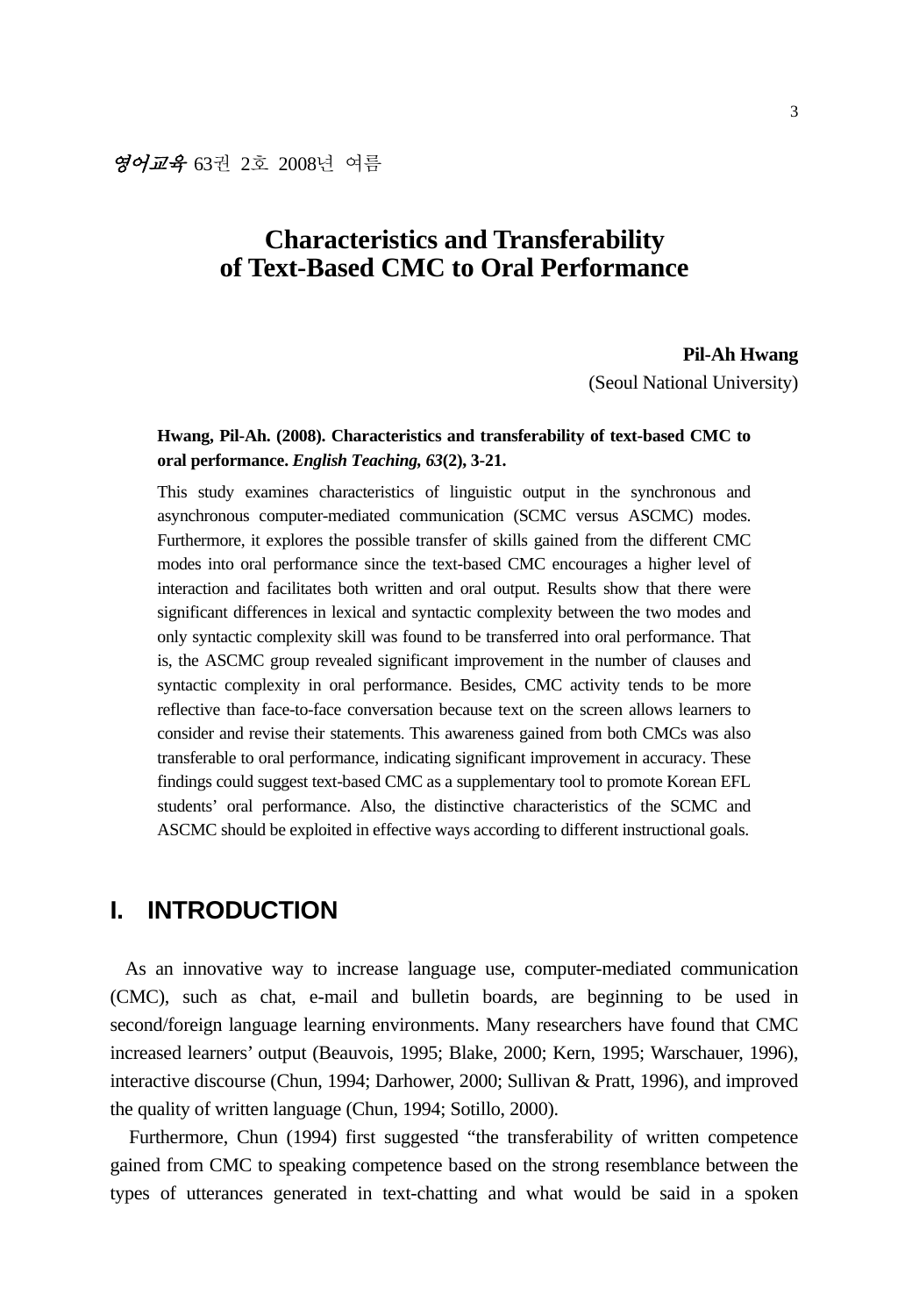# Characteristics and Transferability of Text-Based CMC to Oral Performance

**Pil-Ah Hwang**
(Seoul National University)

**Hwang, Pil-Ah. (2008). Characteristics and transferability of text-based CMC to oral performance. *English Teaching, 63*(2), 3-21.**

This study examines characteristics of linguistic output in the synchronous and asynchronous computer-mediated communication (SCMC versus ASCMC) modes. Furthermore, it explores the possible transfer of skills gained from the different CMC modes into oral performance since the text-based CMC encourages a higher level of interaction and facilitates both written and oral output. Results show that there were significant differences in lexical and syntactic complexity between the two modes and only syntactic complexity skill was found to be transferred into oral performance. That is, the ASCMC group revealed significant improvement in the number of clauses and syntactic complexity in oral performance. Besides, CMC activity tends to be more reflective than face-to-face conversation because text on the screen allows learners to consider and revise their statements. This awareness gained from both CMCs was also transferable to oral performance, indicating significant improvement in accuracy. These findings could suggest text-based CMC as a supplementary tool to promote Korean EFL students' oral performance. Also, the distinctive characteristics of the SCMC and ASCMC should be exploited in effective ways according to different instructional goals.

## I. INTRODUCTION

As an innovative way to increase language use, computer-mediated communication (CMC), such as chat, e-mail and bulletin boards, are beginning to be used in second/foreign language learning environments. Many researchers have found that CMC increased learners' output (Beauvois, 1995; Blake, 2000; Kern, 1995; Warschauer, 1996), interactive discourse (Chun, 1994; Darhower, 2000; Sullivan & Pratt, 1996), and improved the quality of written language (Chun, 1994; Sotillo, 2000).

Furthermore, Chun (1994) first suggested "the transferability of written competence gained from CMC to speaking competence based on the strong resemblance between the types of utterances generated in text-chatting and what would be said in a spoken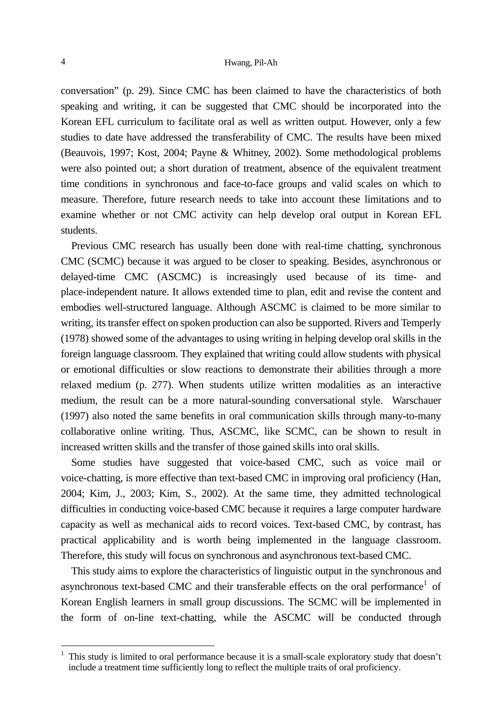conversation" (p. 29). Since CMC has been claimed to have the characteristics of both speaking and writing, it can be suggested that CMC should be incorporated into the Korean EFL curriculum to facilitate oral as well as written output. However, only a few studies to date have addressed the transferability of CMC. The results have been mixed (Beauvois, 1997; Kost, 2004; Payne & Whitney, 2002). Some methodological problems were also pointed out; a short duration of treatment, absence of the equivalent treatment time conditions in synchronous and face-to-face groups and valid scales on which to measure. Therefore, future research needs to take into account these limitations and to examine whether or not CMC activity can help develop oral output in Korean EFL students.

Previous CMC research has usually been done with real-time chatting, synchronous CMC (SCMC) because it was argued to be closer to speaking. Besides, asynchronous or delayed-time CMC (ASCMC) is increasingly used because of its time- and place-independent nature. It allows extended time to plan, edit and revise the content and embodies well-structured language. Although ASCMC is claimed to be more similar to writing, its transfer effect on spoken production can also be supported. Rivers and Temperly (1978) showed some of the advantages to using writing in helping develop oral skills in the foreign language classroom. They explained that writing could allow students with physical or emotional difficulties or slow reactions to demonstrate their abilities through a more relaxed medium (p. 277). When students utilize written modalities as an interactive medium, the result can be a more natural-sounding conversational style. Warschauer (1997) also noted the same benefits in oral communication skills through many-to-many collaborative online writing. Thus, ASCMC, like SCMC, can be shown to result in increased written skills and the transfer of those gained skills into oral skills.

Some studies have suggested that voice-based CMC, such as voice mail or voice-chatting, is more effective than text-based CMC in improving oral proficiency (Han, 2004; Kim, J., 2003; Kim, S., 2002). At the same time, they admitted technological difficulties in conducting voice-based CMC because it requires a large computer hardware capacity as well as mechanical aids to record voices. Text-based CMC, by contrast, has practical applicability and is worth being implemented in the language classroom. Therefore, this study will focus on synchronous and asynchronous text-based CMC.

This study aims to explore the characteristics of linguistic output in the synchronous and asynchronous text-based CMC and their transferable effects on the oral performance[1] of Korean English learners in small group discussions. The SCMC will be implemented in the form of on-line text-chatting, while the ASCMC will be conducted through

---

[1] This study is limited to oral performance because it is a small-scale exploratory study that doesn't include a treatment time sufficiently long to reflect the multiple traits of oral proficiency.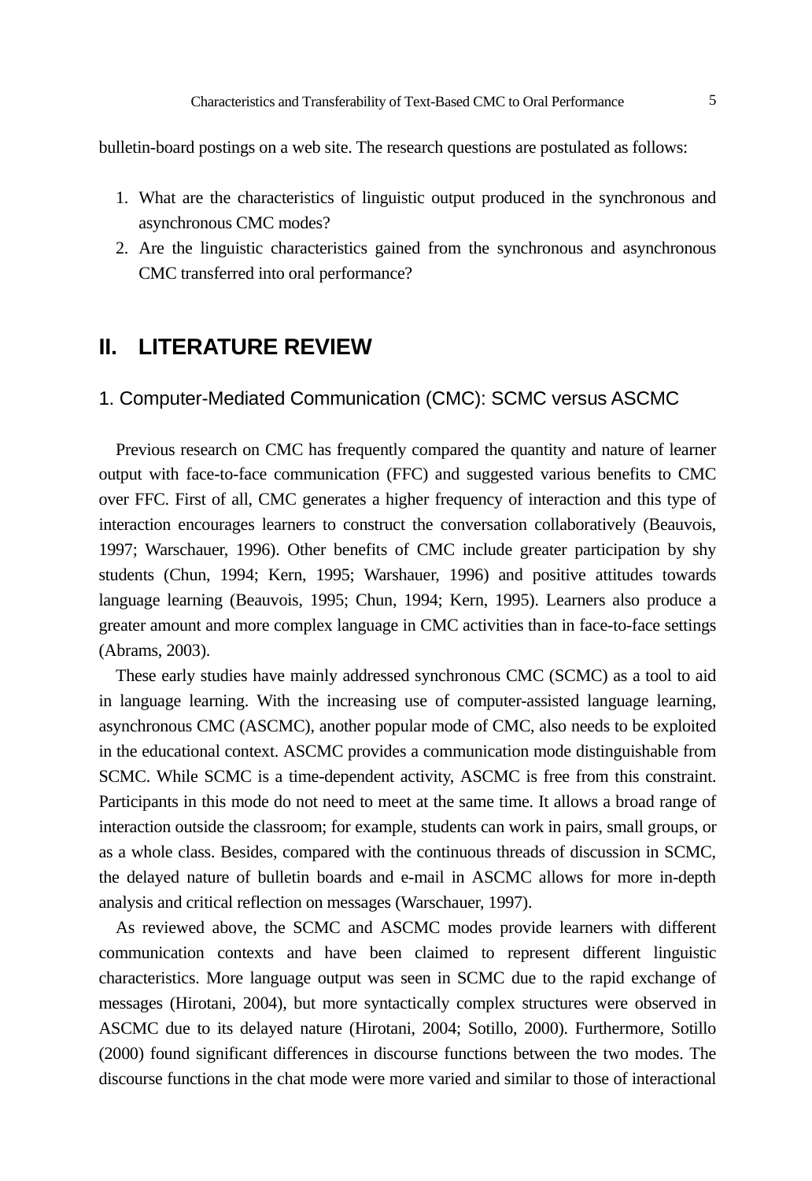bulletin-board postings on a web site. The research questions are postulated as follows:

1. What are the characteristics of linguistic output produced in the synchronous and asynchronous CMC modes?
2. Are the linguistic characteristics gained from the synchronous and asynchronous CMC transferred into oral performance?

## II. LITERATURE REVIEW

### 1. Computer-Mediated Communication (CMC): SCMC versus ASCMC

Previous research on CMC has frequently compared the quantity and nature of learner output with face-to-face communication (FFC) and suggested various benefits to CMC over FFC. First of all, CMC generates a higher frequency of interaction and this type of interaction encourages learners to construct the conversation collaboratively (Beauvois, 1997; Warschauer, 1996). Other benefits of CMC include greater participation by shy students (Chun, 1994; Kern, 1995; Warshauer, 1996) and positive attitudes towards language learning (Beauvois, 1995; Chun, 1994; Kern, 1995). Learners also produce a greater amount and more complex language in CMC activities than in face-to-face settings (Abrams, 2003).

These early studies have mainly addressed synchronous CMC (SCMC) as a tool to aid in language learning. With the increasing use of computer-assisted language learning, asynchronous CMC (ASCMC), another popular mode of CMC, also needs to be exploited in the educational context. ASCMC provides a communication mode distinguishable from SCMC. While SCMC is a time-dependent activity, ASCMC is free from this constraint. Participants in this mode do not need to meet at the same time. It allows a broad range of interaction outside the classroom; for example, students can work in pairs, small groups, or as a whole class. Besides, compared with the continuous threads of discussion in SCMC, the delayed nature of bulletin boards and e-mail in ASCMC allows for more in-depth analysis and critical reflection on messages (Warschauer, 1997).

As reviewed above, the SCMC and ASCMC modes provide learners with different communication contexts and have been claimed to represent different linguistic characteristics. More language output was seen in SCMC due to the rapid exchange of messages (Hirotani, 2004), but more syntactically complex structures were observed in ASCMC due to its delayed nature (Hirotani, 2004; Sotillo, 2000). Furthermore, Sotillo (2000) found significant differences in discourse functions between the two modes. The discourse functions in the chat mode were more varied and similar to those of interactional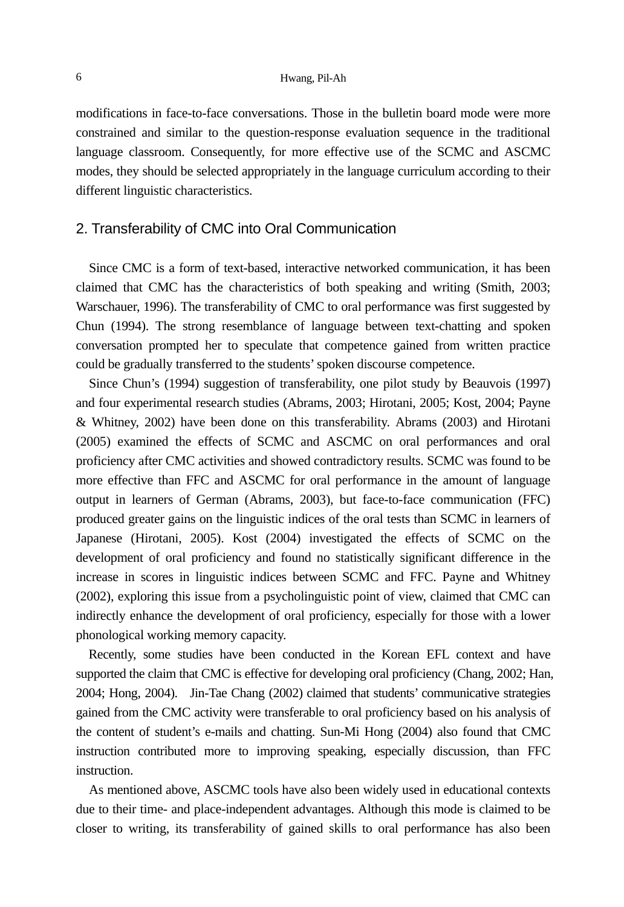modifications in face-to-face conversations. Those in the bulletin board mode were more constrained and similar to the question-response evaluation sequence in the traditional language classroom. Consequently, for more effective use of the SCMC and ASCMC modes, they should be selected appropriately in the language curriculum according to their different linguistic characteristics.

## 2. Transferability of CMC into Oral Communication

Since CMC is a form of text-based, interactive networked communication, it has been claimed that CMC has the characteristics of both speaking and writing (Smith, 2003; Warschauer, 1996). The transferability of CMC to oral performance was first suggested by Chun (1994). The strong resemblance of language between text-chatting and spoken conversation prompted her to speculate that competence gained from written practice could be gradually transferred to the students' spoken discourse competence.

Since Chun's (1994) suggestion of transferability, one pilot study by Beauvois (1997) and four experimental research studies (Abrams, 2003; Hirotani, 2005; Kost, 2004; Payne & Whitney, 2002) have been done on this transferability. Abrams (2003) and Hirotani (2005) examined the effects of SCMC and ASCMC on oral performances and oral proficiency after CMC activities and showed contradictory results. SCMC was found to be more effective than FFC and ASCMC for oral performance in the amount of language output in learners of German (Abrams, 2003), but face-to-face communication (FFC) produced greater gains on the linguistic indices of the oral tests than SCMC in learners of Japanese (Hirotani, 2005). Kost (2004) investigated the effects of SCMC on the development of oral proficiency and found no statistically significant difference in the increase in scores in linguistic indices between SCMC and FFC. Payne and Whitney (2002), exploring this issue from a psycholinguistic point of view, claimed that CMC can indirectly enhance the development of oral proficiency, especially for those with a lower phonological working memory capacity.

Recently, some studies have been conducted in the Korean EFL context and have supported the claim that CMC is effective for developing oral proficiency (Chang, 2002; Han, 2004; Hong, 2004). Jin-Tae Chang (2002) claimed that students' communicative strategies gained from the CMC activity were transferable to oral proficiency based on his analysis of the content of student's e-mails and chatting. Sun-Mi Hong (2004) also found that CMC instruction contributed more to improving speaking, especially discussion, than FFC instruction.

As mentioned above, ASCMC tools have also been widely used in educational contexts due to their time- and place-independent advantages. Although this mode is claimed to be closer to writing, its transferability of gained skills to oral performance has also been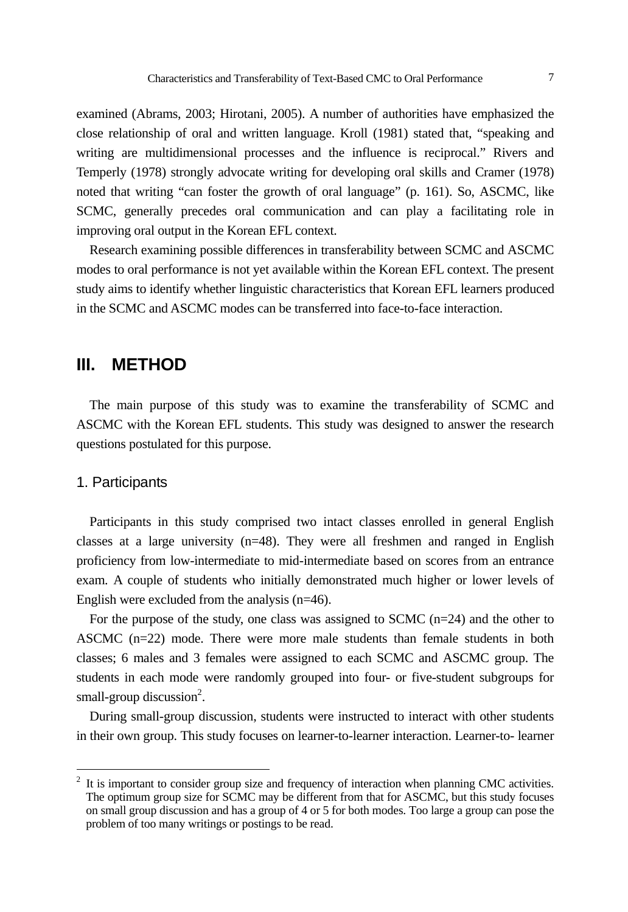examined (Abrams, 2003; Hirotani, 2005). A number of authorities have emphasized the close relationship of oral and written language. Kroll (1981) stated that, "speaking and writing are multidimensional processes and the influence is reciprocal." Rivers and Temperly (1978) strongly advocate writing for developing oral skills and Cramer (1978) noted that writing "can foster the growth of oral language" (p. 161). So, ASCMC, like SCMC, generally precedes oral communication and can play a facilitating role in improving oral output in the Korean EFL context.

Research examining possible differences in transferability between SCMC and ASCMC modes to oral performance is not yet available within the Korean EFL context. The present study aims to identify whether linguistic characteristics that Korean EFL learners produced in the SCMC and ASCMC modes can be transferred into face-to-face interaction.

## III. METHOD

The main purpose of this study was to examine the transferability of SCMC and ASCMC with the Korean EFL students. This study was designed to answer the research questions postulated for this purpose.

### 1. Participants

Participants in this study comprised two intact classes enrolled in general English classes at a large university (n=48). They were all freshmen and ranged in English proficiency from low-intermediate to mid-intermediate based on scores from an entrance exam. A couple of students who initially demonstrated much higher or lower levels of English were excluded from the analysis (n=46).

For the purpose of the study, one class was assigned to SCMC (n=24) and the other to ASCMC (n=22) mode. There were more male students than female students in both classes; 6 males and 3 females were assigned to each SCMC and ASCMC group. The students in each mode were randomly grouped into four- or five-student subgroups for small-group discussion[2].

During small-group discussion, students were instructed to interact with other students in their own group. This study focuses on learner-to-learner interaction. Learner-to- learner

[2] It is important to consider group size and frequency of interaction when planning CMC activities. The optimum group size for SCMC may be different from that for ASCMC, but this study focuses on small group discussion and has a group of 4 or 5 for both modes. Too large a group can pose the problem of too many writings or postings to be read.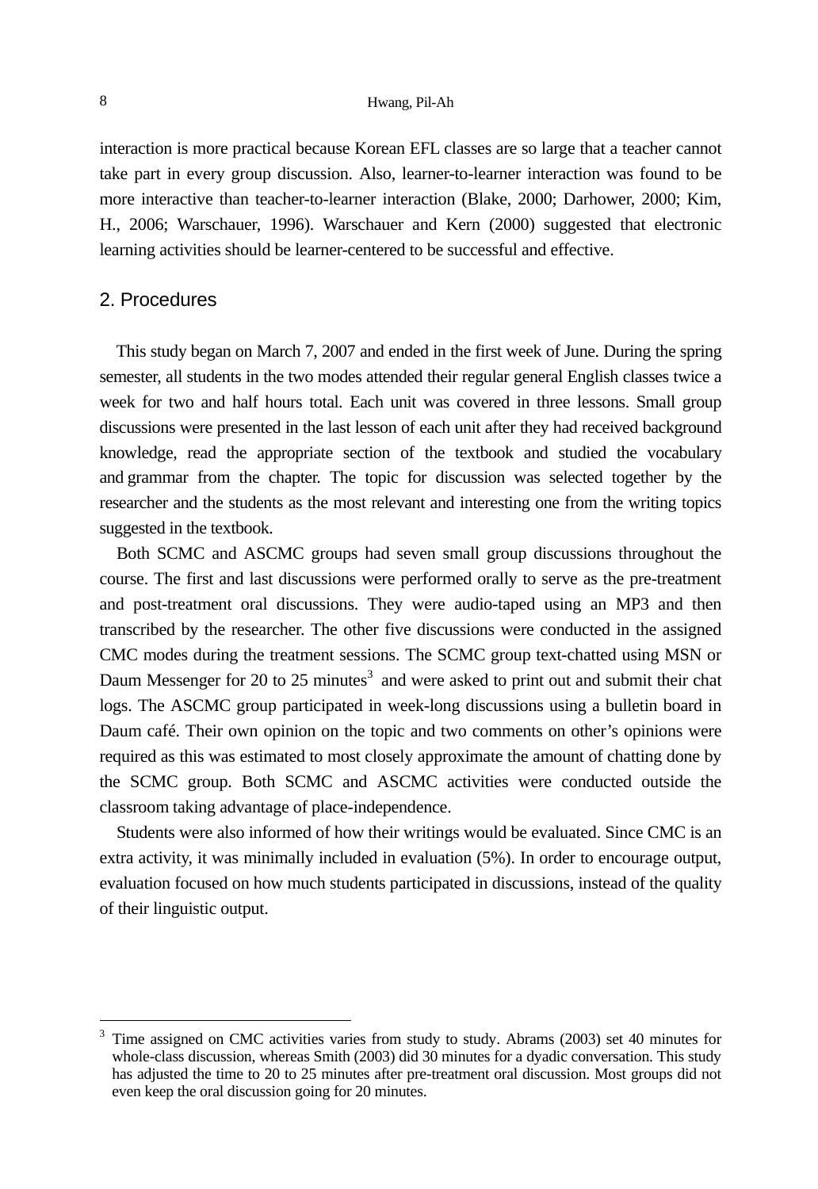interaction is more practical because Korean EFL classes are so large that a teacher cannot take part in every group discussion. Also, learner-to-learner interaction was found to be more interactive than teacher-to-learner interaction (Blake, 2000; Darhower, 2000; Kim, H., 2006; Warschauer, 1996). Warschauer and Kern (2000) suggested that electronic learning activities should be learner-centered to be successful and effective.

## 2. Procedures

This study began on March 7, 2007 and ended in the first week of June. During the spring semester, all students in the two modes attended their regular general English classes twice a week for two and half hours total. Each unit was covered in three lessons. Small group discussions were presented in the last lesson of each unit after they had received background knowledge, read the appropriate section of the textbook and studied the vocabulary and grammar from the chapter. The topic for discussion was selected together by the researcher and the students as the most relevant and interesting one from the writing topics suggested in the textbook.

Both SCMC and ASCMC groups had seven small group discussions throughout the course. The first and last discussions were performed orally to serve as the pre-treatment and post-treatment oral discussions. They were audio-taped using an MP3 and then transcribed by the researcher. The other five discussions were conducted in the assigned CMC modes during the treatment sessions. The SCMC group text-chatted using MSN or Daum Messenger for 20 to 25 minutes[3] and were asked to print out and submit their chat logs. The ASCMC group participated in week-long discussions using a bulletin board in Daum café. Their own opinion on the topic and two comments on other's opinions were required as this was estimated to most closely approximate the amount of chatting done by the SCMC group. Both SCMC and ASCMC activities were conducted outside the classroom taking advantage of place-independence.

Students were also informed of how their writings would be evaluated. Since CMC is an extra activity, it was minimally included in evaluation (5%). In order to encourage output, evaluation focused on how much students participated in discussions, instead of the quality of their linguistic output.

---

[3] Time assigned on CMC activities varies from study to study. Abrams (2003) set 40 minutes for whole-class discussion, whereas Smith (2003) did 30 minutes for a dyadic conversation. This study has adjusted the time to 20 to 25 minutes after pre-treatment oral discussion. Most groups did not even keep the oral discussion going for 20 minutes.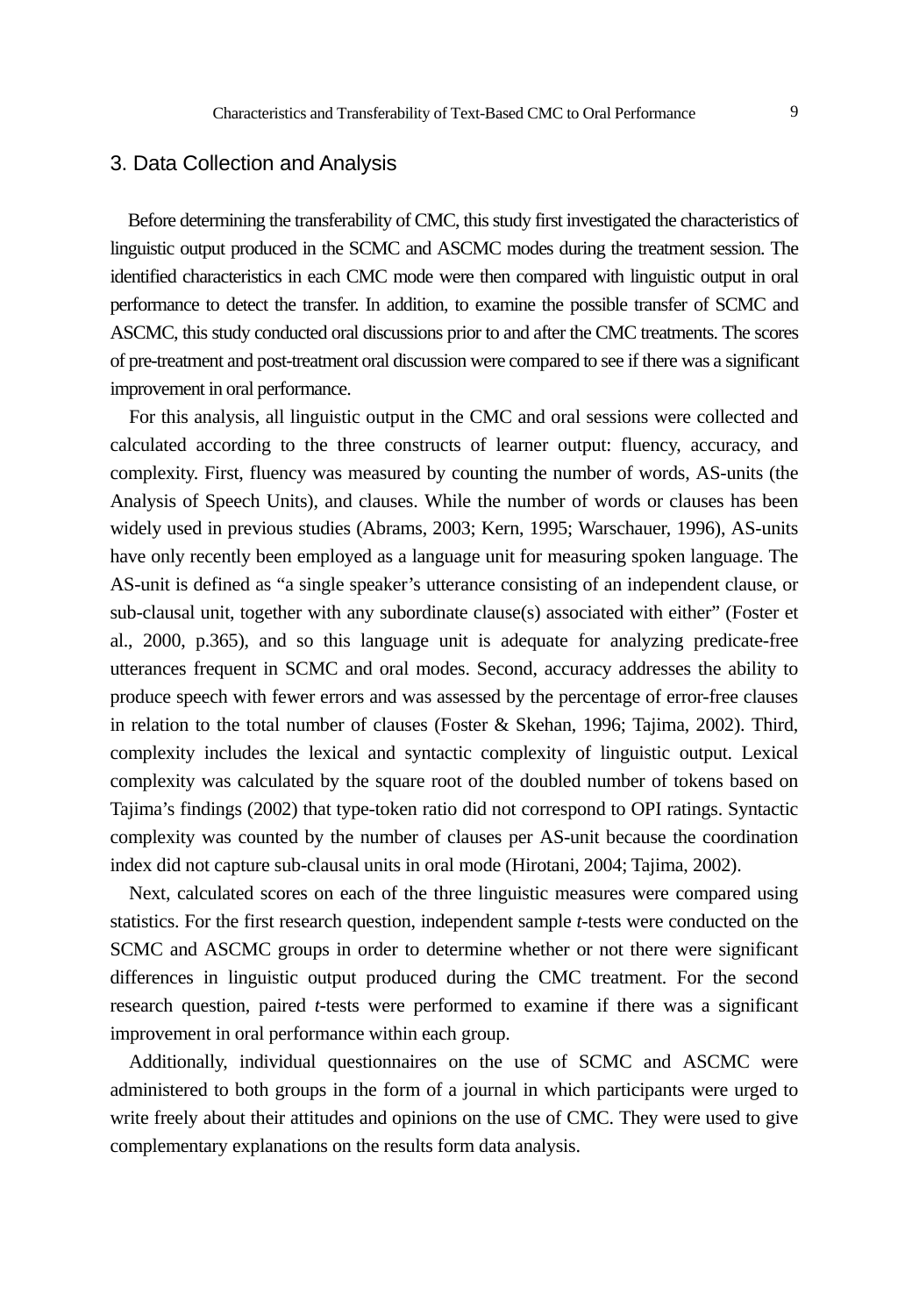## 3. Data Collection and Analysis

Before determining the transferability of CMC, this study first investigated the characteristics of linguistic output produced in the SCMC and ASCMC modes during the treatment session. The identified characteristics in each CMC mode were then compared with linguistic output in oral performance to detect the transfer. In addition, to examine the possible transfer of SCMC and ASCMC, this study conducted oral discussions prior to and after the CMC treatments. The scores of pre-treatment and post-treatment oral discussion were compared to see if there was a significant improvement in oral performance.

For this analysis, all linguistic output in the CMC and oral sessions were collected and calculated according to the three constructs of learner output: fluency, accuracy, and complexity. First, fluency was measured by counting the number of words, AS-units (the Analysis of Speech Units), and clauses. While the number of words or clauses has been widely used in previous studies (Abrams, 2003; Kern, 1995; Warschauer, 1996), AS-units have only recently been employed as a language unit for measuring spoken language. The AS-unit is defined as "a single speaker's utterance consisting of an independent clause, or sub-clausal unit, together with any subordinate clause(s) associated with either" (Foster et al., 2000, p.365), and so this language unit is adequate for analyzing predicate-free utterances frequent in SCMC and oral modes. Second, accuracy addresses the ability to produce speech with fewer errors and was assessed by the percentage of error-free clauses in relation to the total number of clauses (Foster & Skehan, 1996; Tajima, 2002). Third, complexity includes the lexical and syntactic complexity of linguistic output. Lexical complexity was calculated by the square root of the doubled number of tokens based on Tajima's findings (2002) that type-token ratio did not correspond to OPI ratings. Syntactic complexity was counted by the number of clauses per AS-unit because the coordination index did not capture sub-clausal units in oral mode (Hirotani, 2004; Tajima, 2002).

Next, calculated scores on each of the three linguistic measures were compared using statistics. For the first research question, independent sample *t*-tests were conducted on the SCMC and ASCMC groups in order to determine whether or not there were significant differences in linguistic output produced during the CMC treatment. For the second research question, paired *t*-tests were performed to examine if there was a significant improvement in oral performance within each group.

Additionally, individual questionnaires on the use of SCMC and ASCMC were administered to both groups in the form of a journal in which participants were urged to write freely about their attitudes and opinions on the use of CMC. They were used to give complementary explanations on the results form data analysis.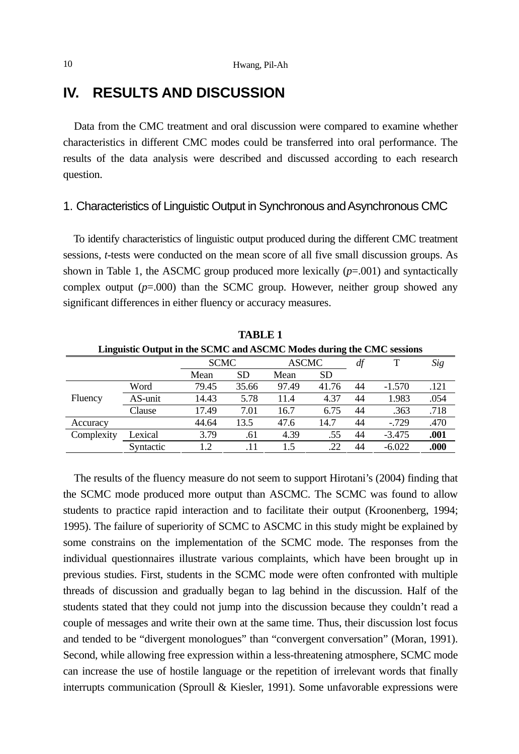# IV. RESULTS AND DISCUSSION

Data from the CMC treatment and oral discussion were compared to examine whether characteristics in different CMC modes could be transferred into oral performance. The results of the data analysis were described and discussed according to each research question.

## 1. Characteristics of Linguistic Output in Synchronous and Asynchronous CMC

To identify characteristics of linguistic output produced during the different CMC treatment sessions, *t*-tests were conducted on the mean score of all five small discussion groups. As shown in Table 1, the ASCMC group produced more lexically (*p*=.001) and syntactically complex output (*p*=.000) than the SCMC group. However, neither group showed any significant differences in either fluency or accuracy measures.

**TABLE 1**
**Linguistic Output in the SCMC and ASCMC Modes during the CMC sessions**

| | | SCMC | | ASCMC | | *df* | T | *Sig* |
|---|---|---|---|---|---|---|---|---|
| | | Mean | SD | Mean | SD | | | |
| Fluency | Word | 79.45 | 35.66 | 97.49 | 41.76 | 44 | -1.570 | .121 |
| | AS-unit | 14.43 | 5.78 | 11.4 | 4.37 | 44 | 1.983 | .054 |
| | Clause | 17.49 | 7.01 | 16.7 | 6.75 | 44 | .363 | .718 |
| Accuracy | | 44.64 | 13.5 | 47.6 | 14.7 | 44 | -.729 | .470 |
| Complexity | Lexical | 3.79 | .61 | 4.39 | .55 | 44 | -3.475 | **.001** |
| | Syntactic | 1.2 | .11 | 1.5 | .22 | 44 | -6.022 | **.000** |

The results of the fluency measure do not seem to support Hirotani's (2004) finding that the SCMC mode produced more output than ASCMC. The SCMC was found to allow students to practice rapid interaction and to facilitate their output (Kroonenberg, 1994; 1995). The failure of superiority of SCMC to ASCMC in this study might be explained by some constrains on the implementation of the SCMC mode. The responses from the individual questionnaires illustrate various complaints, which have been brought up in previous studies. First, students in the SCMC mode were often confronted with multiple threads of discussion and gradually began to lag behind in the discussion. Half of the students stated that they could not jump into the discussion because they couldn't read a couple of messages and write their own at the same time. Thus, their discussion lost focus and tended to be "divergent monologues" than "convergent conversation" (Moran, 1991). Second, while allowing free expression within a less-threatening atmosphere, SCMC mode can increase the use of hostile language or the repetition of irrelevant words that finally interrupts communication (Sproull & Kiesler, 1991). Some unfavorable expressions were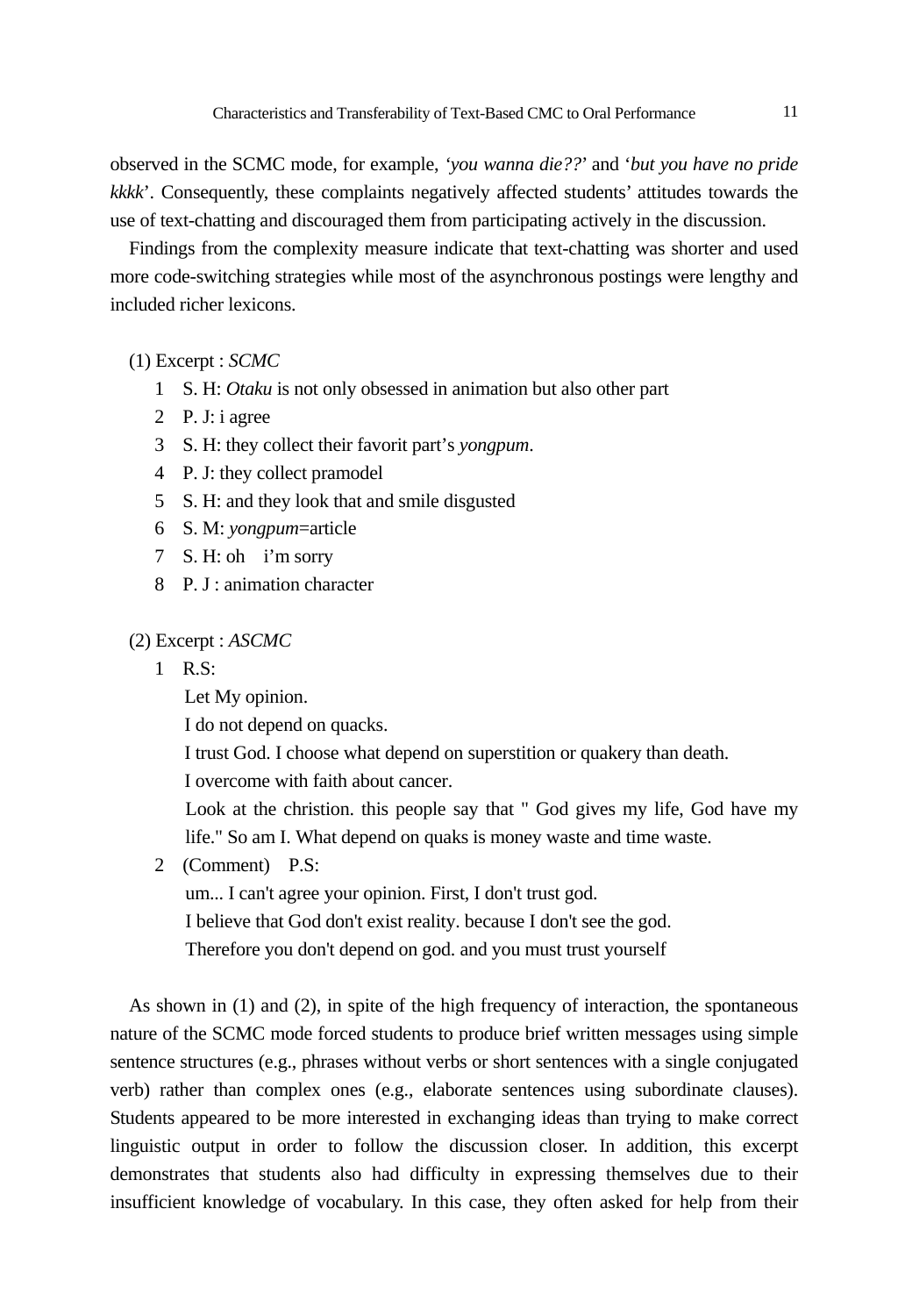observed in the SCMC mode, for example, *'you wanna die??*' and '*but you have no pride kkkk*'. Consequently, these complaints negatively affected students' attitudes towards the use of text-chatting and discouraged them from participating actively in the discussion.

Findings from the complexity measure indicate that text-chatting was shorter and used more code-switching strategies while most of the asynchronous postings were lengthy and included richer lexicons.

(1) Excerpt : *SCMC*

1 S. H: *Otaku* is not only obsessed in animation but also other part
2 P. J: i agree
3 S. H: they collect their favorit part's *yongpum*.
4 P. J: they collect pramodel
5 S. H: and they look that and smile disgusted
6 S. M: *yongpum*=article
7 S. H: oh i'm sorry
8 P. J : animation character

(2) Excerpt : *ASCMC*

1 R.S:
Let My opinion.
I do not depend on quacks.
I trust God. I choose what depend on superstition or quakery than death.
I overcome with faith about cancer.
Look at the christion. this people say that " God gives my life, God have my life." So am I. What depend on quaks is money waste and time waste.

2 (Comment) P.S:
um... I can't agree your opinion. First, I don't trust god.
I believe that God don't exist reality. because I don't see the god.
Therefore you don't depend on god. and you must trust yourself

As shown in (1) and (2), in spite of the high frequency of interaction, the spontaneous nature of the SCMC mode forced students to produce brief written messages using simple sentence structures (e.g., phrases without verbs or short sentences with a single conjugated verb) rather than complex ones (e.g., elaborate sentences using subordinate clauses). Students appeared to be more interested in exchanging ideas than trying to make correct linguistic output in order to follow the discussion closer. In addition, this excerpt demonstrates that students also had difficulty in expressing themselves due to their insufficient knowledge of vocabulary. In this case, they often asked for help from their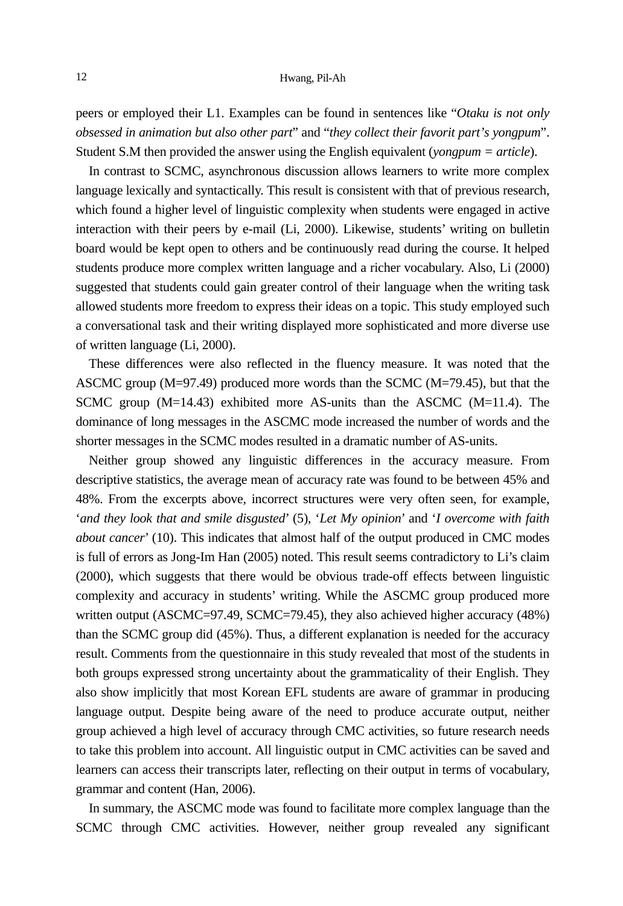peers or employed their L1. Examples can be found in sentences like "*Otaku is not only obsessed in animation but also other part*" and "*they collect their favorit part's yongpum*". Student S.M then provided the answer using the English equivalent (*yongpum = article*).

In contrast to SCMC, asynchronous discussion allows learners to write more complex language lexically and syntactically. This result is consistent with that of previous research, which found a higher level of linguistic complexity when students were engaged in active interaction with their peers by e-mail (Li, 2000). Likewise, students' writing on bulletin board would be kept open to others and be continuously read during the course. It helped students produce more complex written language and a richer vocabulary. Also, Li (2000) suggested that students could gain greater control of their language when the writing task allowed students more freedom to express their ideas on a topic. This study employed such a conversational task and their writing displayed more sophisticated and more diverse use of written language (Li, 2000).

These differences were also reflected in the fluency measure. It was noted that the ASCMC group (M=97.49) produced more words than the SCMC (M=79.45), but that the SCMC group (M=14.43) exhibited more AS-units than the ASCMC (M=11.4). The dominance of long messages in the ASCMC mode increased the number of words and the shorter messages in the SCMC modes resulted in a dramatic number of AS-units.

Neither group showed any linguistic differences in the accuracy measure. From descriptive statistics, the average mean of accuracy rate was found to be between 45% and 48%. From the excerpts above, incorrect structures were very often seen, for example, '*and they look that and smile disgusted*' (5), '*Let My opinion*' and '*I overcome with faith about cancer*' (10). This indicates that almost half of the output produced in CMC modes is full of errors as Jong-Im Han (2005) noted. This result seems contradictory to Li's claim (2000), which suggests that there would be obvious trade-off effects between linguistic complexity and accuracy in students' writing. While the ASCMC group produced more written output (ASCMC=97.49, SCMC=79.45), they also achieved higher accuracy (48%) than the SCMC group did (45%). Thus, a different explanation is needed for the accuracy result. Comments from the questionnaire in this study revealed that most of the students in both groups expressed strong uncertainty about the grammaticality of their English. They also show implicitly that most Korean EFL students are aware of grammar in producing language output. Despite being aware of the need to produce accurate output, neither group achieved a high level of accuracy through CMC activities, so future research needs to take this problem into account. All linguistic output in CMC activities can be saved and learners can access their transcripts later, reflecting on their output in terms of vocabulary, grammar and content (Han, 2006).

In summary, the ASCMC mode was found to facilitate more complex language than the SCMC through CMC activities. However, neither group revealed any significant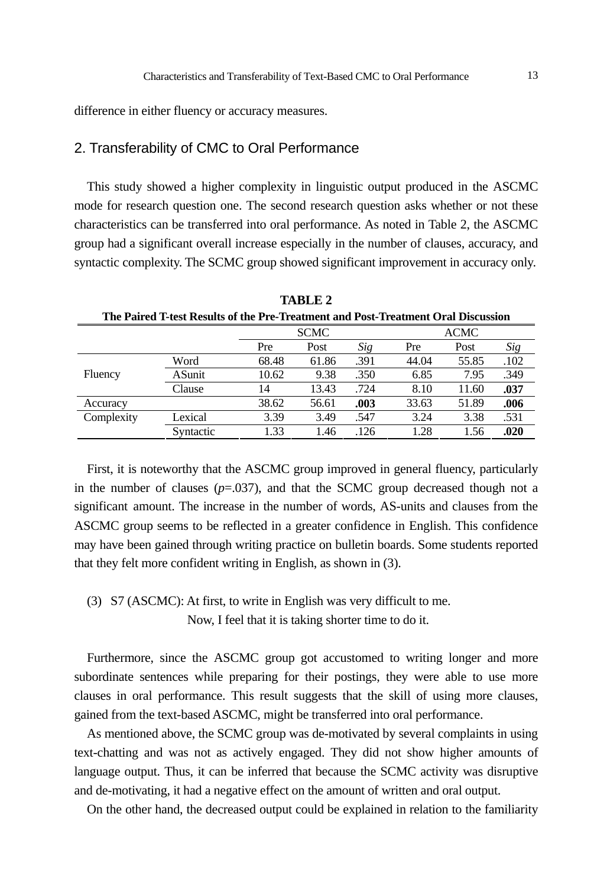difference in either fluency or accuracy measures.

## 2. Transferability of CMC to Oral Performance

This study showed a higher complexity in linguistic output produced in the ASCMC mode for research question one. The second research question asks whether or not these characteristics can be transferred into oral performance. As noted in Table 2, the ASCMC group had a significant overall increase especially in the number of clauses, accuracy, and syntactic complexity. The SCMC group showed significant improvement in accuracy only.

**TABLE 2**
**The Paired T-test Results of the Pre-Treatment and Post-Treatment Oral Discussion**

| | | SCMC | | | ACMC | | |
|---|---|---|---|---|---|---|---|
| | | Pre | Post | *Sig* | Pre | Post | *Sig* |
| Fluency | Word | 68.48 | 61.86 | .391 | 44.04 | 55.85 | .102 |
| | ASunit | 10.62 | 9.38 | .350 | 6.85 | 7.95 | .349 |
| | Clause | 14 | 13.43 | .724 | 8.10 | 11.60 | **.037** |
| Accuracy | | 38.62 | 56.61 | **.003** | 33.63 | 51.89 | **.006** |
| Complexity | Lexical | 3.39 | 3.49 | .547 | 3.24 | 3.38 | .531 |
| | Syntactic | 1.33 | 1.46 | .126 | 1.28 | 1.56 | **.020** |

First, it is noteworthy that the ASCMC group improved in general fluency, particularly in the number of clauses ($p$=.037), and that the SCMC group decreased though not a significant amount. The increase in the number of words, AS-units and clauses from the ASCMC group seems to be reflected in a greater confidence in English. This confidence may have been gained through writing practice on bulletin boards. Some students reported that they felt more confident writing in English, as shown in (3).

(3) S7 (ASCMC): At first, to write in English was very difficult to me.
Now, I feel that it is taking shorter time to do it.

Furthermore, since the ASCMC group got accustomed to writing longer and more subordinate sentences while preparing for their postings, they were able to use more clauses in oral performance. This result suggests that the skill of using more clauses, gained from the text-based ASCMC, might be transferred into oral performance.

As mentioned above, the SCMC group was de-motivated by several complaints in using text-chatting and was not as actively engaged. They did not show higher amounts of language output. Thus, it can be inferred that because the SCMC activity was disruptive and de-motivating, it had a negative effect on the amount of written and oral output.

On the other hand, the decreased output could be explained in relation to the familiarity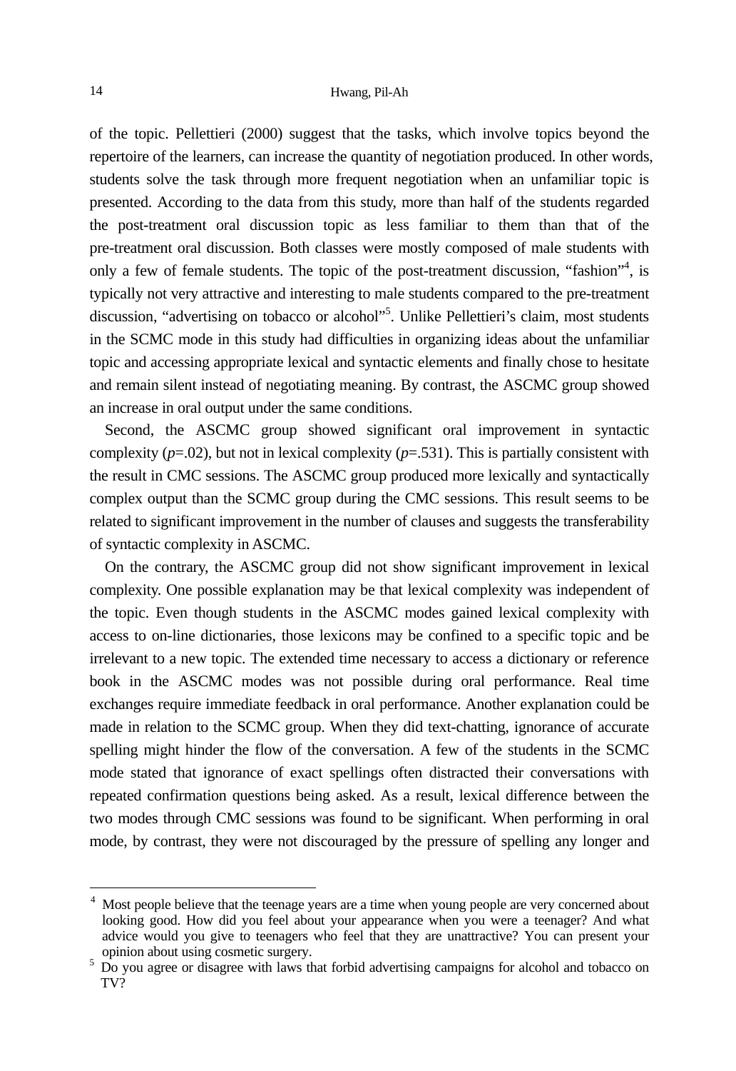of the topic. Pellettieri (2000) suggest that the tasks, which involve topics beyond the repertoire of the learners, can increase the quantity of negotiation produced. In other words, students solve the task through more frequent negotiation when an unfamiliar topic is presented. According to the data from this study, more than half of the students regarded the post-treatment oral discussion topic as less familiar to them than that of the pre-treatment oral discussion. Both classes were mostly composed of male students with only a few of female students. The topic of the post-treatment discussion, "fashion"[4], is typically not very attractive and interesting to male students compared to the pre-treatment discussion, "advertising on tobacco or alcohol"[5]. Unlike Pellettieri's claim, most students in the SCMC mode in this study had difficulties in organizing ideas about the unfamiliar topic and accessing appropriate lexical and syntactic elements and finally chose to hesitate and remain silent instead of negotiating meaning. By contrast, the ASCMC group showed an increase in oral output under the same conditions.

Second, the ASCMC group showed significant oral improvement in syntactic complexity (*p*=.02), but not in lexical complexity (*p*=.531). This is partially consistent with the result in CMC sessions. The ASCMC group produced more lexically and syntactically complex output than the SCMC group during the CMC sessions. This result seems to be related to significant improvement in the number of clauses and suggests the transferability of syntactic complexity in ASCMC.

On the contrary, the ASCMC group did not show significant improvement in lexical complexity. One possible explanation may be that lexical complexity was independent of the topic. Even though students in the ASCMC modes gained lexical complexity with access to on-line dictionaries, those lexicons may be confined to a specific topic and be irrelevant to a new topic. The extended time necessary to access a dictionary or reference book in the ASCMC modes was not possible during oral performance. Real time exchanges require immediate feedback in oral performance. Another explanation could be made in relation to the SCMC group. When they did text-chatting, ignorance of accurate spelling might hinder the flow of the conversation. A few of the students in the SCMC mode stated that ignorance of exact spellings often distracted their conversations with repeated confirmation questions being asked. As a result, lexical difference between the two modes through CMC sessions was found to be significant. When performing in oral mode, by contrast, they were not discouraged by the pressure of spelling any longer and

---

[4] Most people believe that the teenage years are a time when young people are very concerned about looking good. How did you feel about your appearance when you were a teenager? And what advice would you give to teenagers who feel that they are unattractive? You can present your opinion about using cosmetic surgery.

[5] Do you agree or disagree with laws that forbid advertising campaigns for alcohol and tobacco on TV?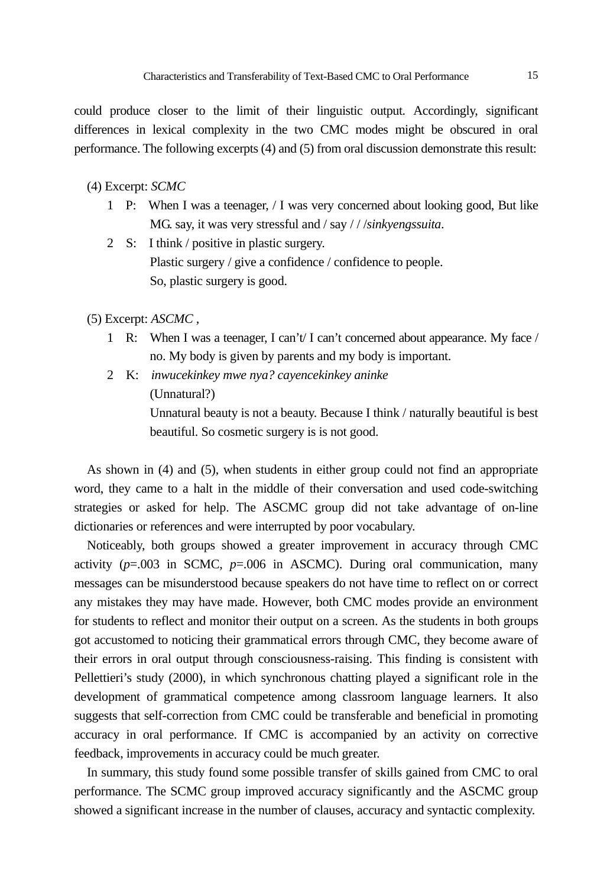could produce closer to the limit of their linguistic output. Accordingly, significant differences in lexical complexity in the two CMC modes might be obscured in oral performance. The following excerpts (4) and (5) from oral discussion demonstrate this result:

(4) Excerpt: *SCMC*

1 P: When I was a teenager, / I was very concerned about looking good, But like MG. say, it was very stressful and / say / / /*sinkyengssuita*.

2 S: I think / positive in plastic surgery.
Plastic surgery / give a confidence / confidence to people.
So, plastic surgery is good.

(5) Excerpt: *ASCMC* ,

1 R: When I was a teenager, I can't/ I can't concerned about appearance. My face / no. My body is given by parents and my body is important.

2 K: *inwucekinkey mwe nya? cayencekinkey aninke*
(Unnatural?)
Unnatural beauty is not a beauty. Because I think / naturally beautiful is best beautiful. So cosmetic surgery is is not good.

As shown in (4) and (5), when students in either group could not find an appropriate word, they came to a halt in the middle of their conversation and used code-switching strategies or asked for help. The ASCMC group did not take advantage of on-line dictionaries or references and were interrupted by poor vocabulary.

Noticeably, both groups showed a greater improvement in accuracy through CMC activity ($p$=.003 in SCMC, $p$=.006 in ASCMC). During oral communication, many messages can be misunderstood because speakers do not have time to reflect on or correct any mistakes they may have made. However, both CMC modes provide an environment for students to reflect and monitor their output on a screen. As the students in both groups got accustomed to noticing their grammatical errors through CMC, they become aware of their errors in oral output through consciousness-raising. This finding is consistent with Pellettieri's study (2000), in which synchronous chatting played a significant role in the development of grammatical competence among classroom language learners. It also suggests that self-correction from CMC could be transferable and beneficial in promoting accuracy in oral performance. If CMC is accompanied by an activity on corrective feedback, improvements in accuracy could be much greater.

In summary, this study found some possible transfer of skills gained from CMC to oral performance. The SCMC group improved accuracy significantly and the ASCMC group showed a significant increase in the number of clauses, accuracy and syntactic complexity.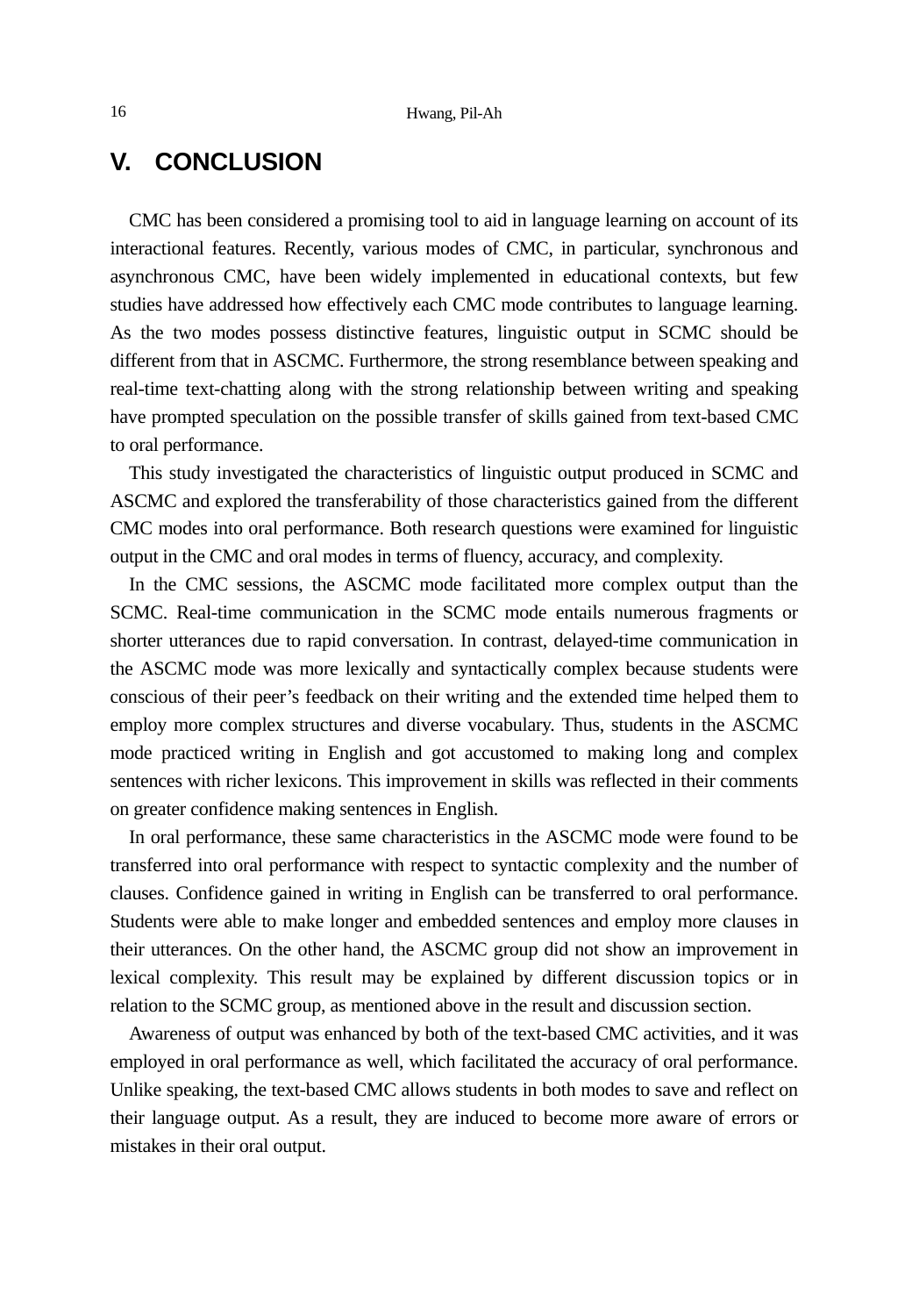## V. CONCLUSION

CMC has been considered a promising tool to aid in language learning on account of its interactional features. Recently, various modes of CMC, in particular, synchronous and asynchronous CMC, have been widely implemented in educational contexts, but few studies have addressed how effectively each CMC mode contributes to language learning. As the two modes possess distinctive features, linguistic output in SCMC should be different from that in ASCMC. Furthermore, the strong resemblance between speaking and real-time text-chatting along with the strong relationship between writing and speaking have prompted speculation on the possible transfer of skills gained from text-based CMC to oral performance.

This study investigated the characteristics of linguistic output produced in SCMC and ASCMC and explored the transferability of those characteristics gained from the different CMC modes into oral performance. Both research questions were examined for linguistic output in the CMC and oral modes in terms of fluency, accuracy, and complexity.

In the CMC sessions, the ASCMC mode facilitated more complex output than the SCMC. Real-time communication in the SCMC mode entails numerous fragments or shorter utterances due to rapid conversation. In contrast, delayed-time communication in the ASCMC mode was more lexically and syntactically complex because students were conscious of their peer's feedback on their writing and the extended time helped them to employ more complex structures and diverse vocabulary. Thus, students in the ASCMC mode practiced writing in English and got accustomed to making long and complex sentences with richer lexicons. This improvement in skills was reflected in their comments on greater confidence making sentences in English.

In oral performance, these same characteristics in the ASCMC mode were found to be transferred into oral performance with respect to syntactic complexity and the number of clauses. Confidence gained in writing in English can be transferred to oral performance. Students were able to make longer and embedded sentences and employ more clauses in their utterances. On the other hand, the ASCMC group did not show an improvement in lexical complexity. This result may be explained by different discussion topics or in relation to the SCMC group, as mentioned above in the result and discussion section.

Awareness of output was enhanced by both of the text-based CMC activities, and it was employed in oral performance as well, which facilitated the accuracy of oral performance. Unlike speaking, the text-based CMC allows students in both modes to save and reflect on their language output. As a result, they are induced to become more aware of errors or mistakes in their oral output.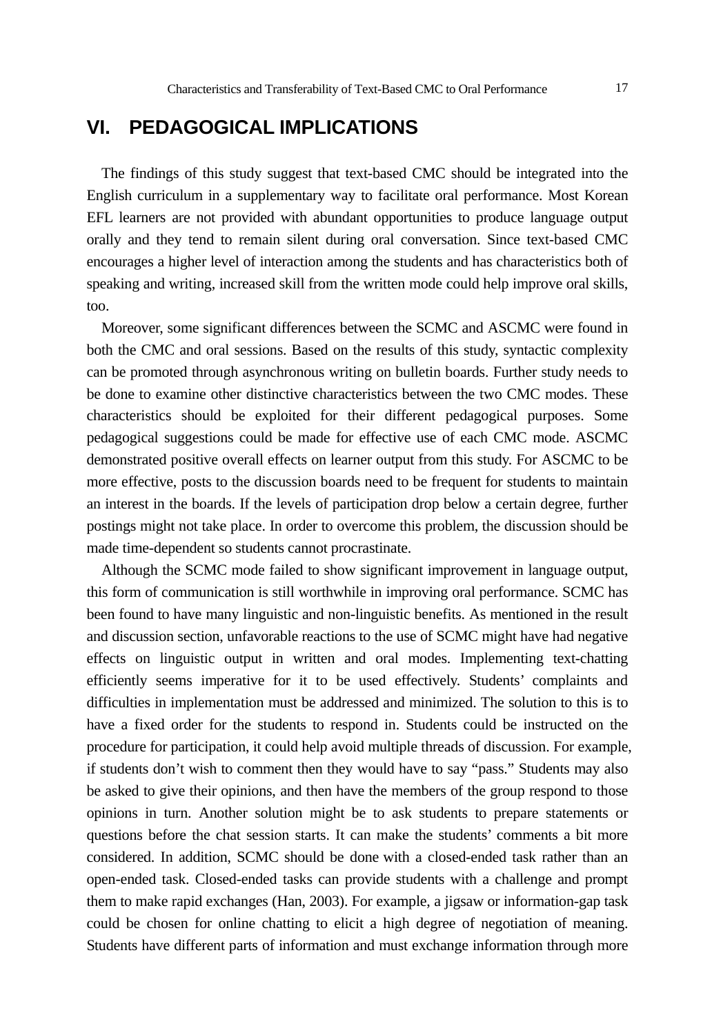## VI. PEDAGOGICAL IMPLICATIONS

The findings of this study suggest that text-based CMC should be integrated into the English curriculum in a supplementary way to facilitate oral performance. Most Korean EFL learners are not provided with abundant opportunities to produce language output orally and they tend to remain silent during oral conversation. Since text-based CMC encourages a higher level of interaction among the students and has characteristics both of speaking and writing, increased skill from the written mode could help improve oral skills, too.

Moreover, some significant differences between the SCMC and ASCMC were found in both the CMC and oral sessions. Based on the results of this study, syntactic complexity can be promoted through asynchronous writing on bulletin boards. Further study needs to be done to examine other distinctive characteristics between the two CMC modes. These characteristics should be exploited for their different pedagogical purposes. Some pedagogical suggestions could be made for effective use of each CMC mode. ASCMC demonstrated positive overall effects on learner output from this study. For ASCMC to be more effective, posts to the discussion boards need to be frequent for students to maintain an interest in the boards. If the levels of participation drop below a certain degree, further postings might not take place. In order to overcome this problem, the discussion should be made time-dependent so students cannot procrastinate.

Although the SCMC mode failed to show significant improvement in language output, this form of communication is still worthwhile in improving oral performance. SCMC has been found to have many linguistic and non-linguistic benefits. As mentioned in the result and discussion section, unfavorable reactions to the use of SCMC might have had negative effects on linguistic output in written and oral modes. Implementing text-chatting efficiently seems imperative for it to be used effectively. Students' complaints and difficulties in implementation must be addressed and minimized. The solution to this is to have a fixed order for the students to respond in. Students could be instructed on the procedure for participation, it could help avoid multiple threads of discussion. For example, if students don't wish to comment then they would have to say "pass." Students may also be asked to give their opinions, and then have the members of the group respond to those opinions in turn. Another solution might be to ask students to prepare statements or questions before the chat session starts. It can make the students' comments a bit more considered. In addition, SCMC should be done with a closed-ended task rather than an open-ended task. Closed-ended tasks can provide students with a challenge and prompt them to make rapid exchanges (Han, 2003). For example, a jigsaw or information-gap task could be chosen for online chatting to elicit a high degree of negotiation of meaning. Students have different parts of information and must exchange information through more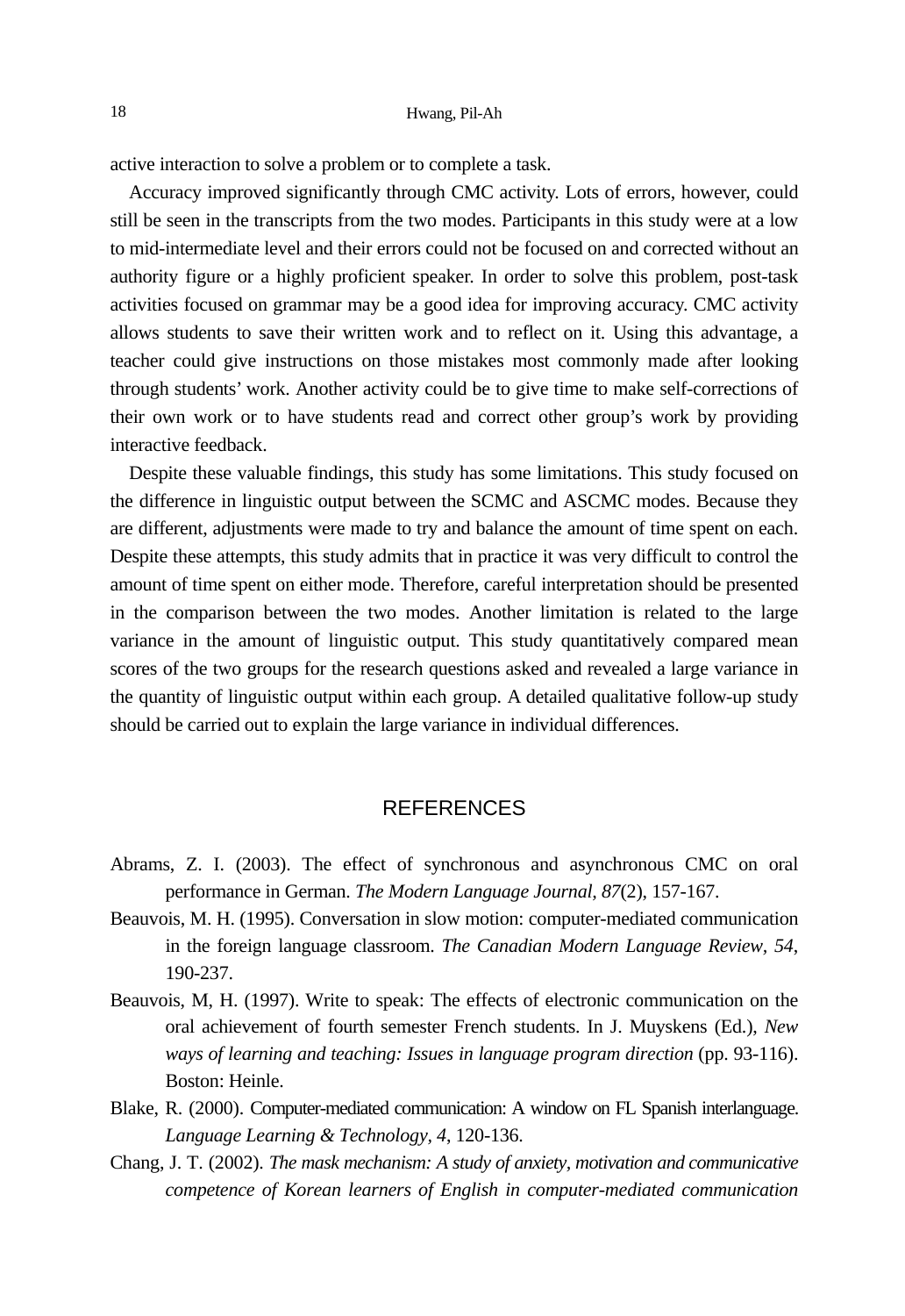active interaction to solve a problem or to complete a task.

Accuracy improved significantly through CMC activity. Lots of errors, however, could still be seen in the transcripts from the two modes. Participants in this study were at a low to mid-intermediate level and their errors could not be focused on and corrected without an authority figure or a highly proficient speaker. In order to solve this problem, post-task activities focused on grammar may be a good idea for improving accuracy. CMC activity allows students to save their written work and to reflect on it. Using this advantage, a teacher could give instructions on those mistakes most commonly made after looking through students' work. Another activity could be to give time to make self-corrections of their own work or to have students read and correct other group's work by providing interactive feedback.

Despite these valuable findings, this study has some limitations. This study focused on the difference in linguistic output between the SCMC and ASCMC modes. Because they are different, adjustments were made to try and balance the amount of time spent on each. Despite these attempts, this study admits that in practice it was very difficult to control the amount of time spent on either mode. Therefore, careful interpretation should be presented in the comparison between the two modes. Another limitation is related to the large variance in the amount of linguistic output. This study quantitatively compared mean scores of the two groups for the research questions asked and revealed a large variance in the quantity of linguistic output within each group. A detailed qualitative follow-up study should be carried out to explain the large variance in individual differences.

## REFERENCES

Abrams, Z. I. (2003). The effect of synchronous and asynchronous CMC on oral performance in German. *The Modern Language Journal, 87*(2), 157-167.

Beauvois, M. H. (1995). Conversation in slow motion: computer-mediated communication in the foreign language classroom. *The Canadian Modern Language Review*, *54*, 190-237.

Beauvois, M, H. (1997). Write to speak: The effects of electronic communication on the oral achievement of fourth semester French students. In J. Muyskens (Ed.), *New ways of learning and teaching: Issues in language program direction* (pp. 93-116). Boston: Heinle.

Blake, R. (2000). Computer-mediated communication: A window on FL Spanish interlanguage. *Language Learning & Technology*, *4*, 120-136.

Chang, J. T. (2002). *The mask mechanism: A study of anxiety, motivation and communicative competence of Korean learners of English in computer-mediated communication*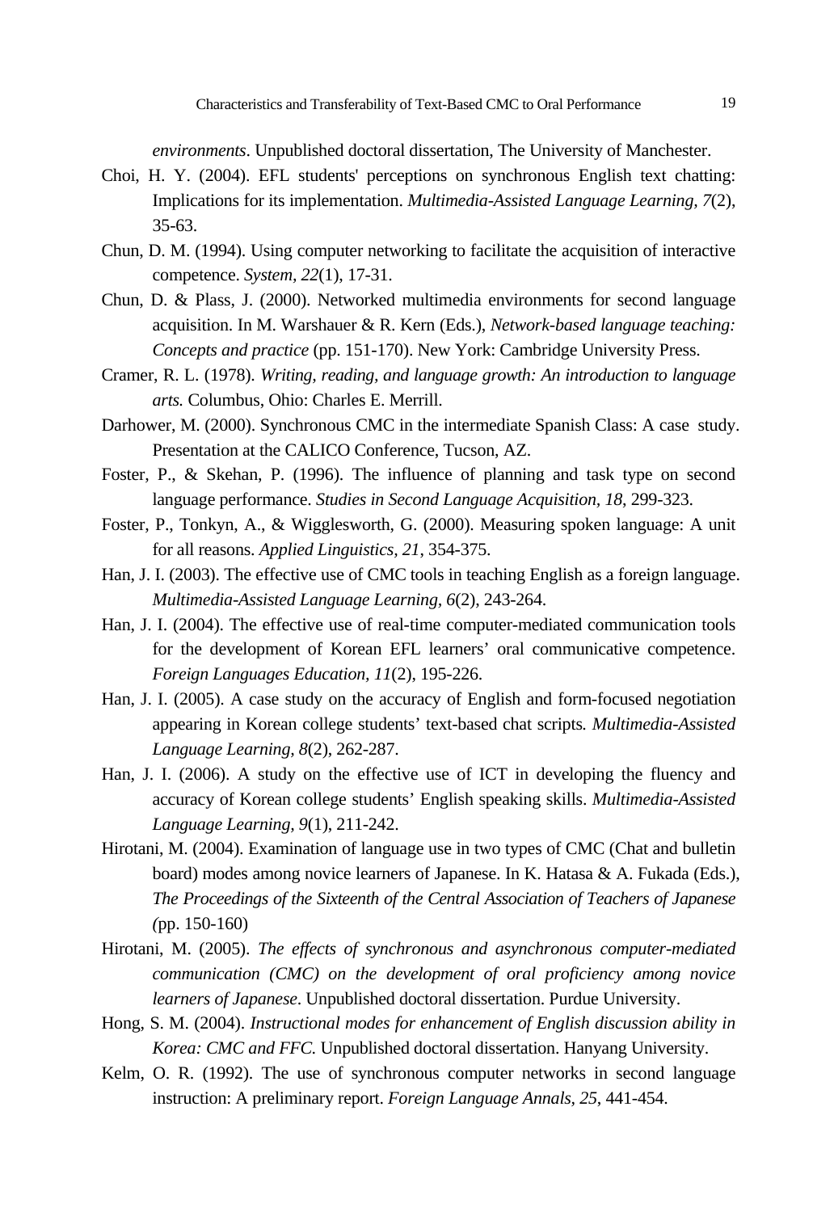*environments*. Unpublished doctoral dissertation, The University of Manchester.

Choi, H. Y. (2004). EFL students' perceptions on synchronous English text chatting: Implications for its implementation. *Multimedia-Assisted Language Learning, 7*(2), 35-63.

Chun, D. M. (1994). Using computer networking to facilitate the acquisition of interactive competence. *System, 22*(1), 17-31.

Chun, D. & Plass, J. (2000). Networked multimedia environments for second language acquisition. In M. Warshauer & R. Kern (Eds.), *Network-based language teaching: Concepts and practice* (pp. 151-170). New York: Cambridge University Press.

Cramer, R. L. (1978). *Writing, reading, and language growth: An introduction to language arts.* Columbus, Ohio: Charles E. Merrill.

Darhower, M. (2000). Synchronous CMC in the intermediate Spanish Class: A case study. Presentation at the CALICO Conference, Tucson, AZ.

Foster, P., & Skehan, P. (1996). The influence of planning and task type on second language performance. *Studies in Second Language Acquisition, 18*, 299-323.

Foster, P., Tonkyn, A., & Wigglesworth, G. (2000). Measuring spoken language: A unit for all reasons. *Applied Linguistics, 21*, 354-375.

Han, J. I. (2003). The effective use of CMC tools in teaching English as a foreign language. *Multimedia-Assisted Language Learning, 6*(2), 243-264.

Han, J. I. (2004). The effective use of real-time computer-mediated communication tools for the development of Korean EFL learners' oral communicative competence. *Foreign Languages Education, 11*(2), 195-226.

Han, J. I. (2005). A case study on the accuracy of English and form-focused negotiation appearing in Korean college students' text-based chat scripts*. Multimedia-Assisted Language Learning, 8*(2), 262-287.

Han, J. I. (2006). A study on the effective use of ICT in developing the fluency and accuracy of Korean college students' English speaking skills. *Multimedia-Assisted Language Learning, 9*(1), 211-242.

Hirotani, M. (2004). Examination of language use in two types of CMC (Chat and bulletin board) modes among novice learners of Japanese. In K. Hatasa & A. Fukada (Eds.), *The Proceedings of the Sixteenth of the Central Association of Teachers of Japanese (*pp. 150-160)

Hirotani, M. (2005). *The effects of synchronous and asynchronous computer-mediated communication (CMC) on the development of oral proficiency among novice learners of Japanese*. Unpublished doctoral dissertation. Purdue University.

Hong, S. M. (2004). *Instructional modes for enhancement of English discussion ability in Korea: CMC and FFC.* Unpublished doctoral dissertation. Hanyang University.

Kelm, O. R. (1992). The use of synchronous computer networks in second language instruction: A preliminary report. *Foreign Language Annals, 25*, 441-454.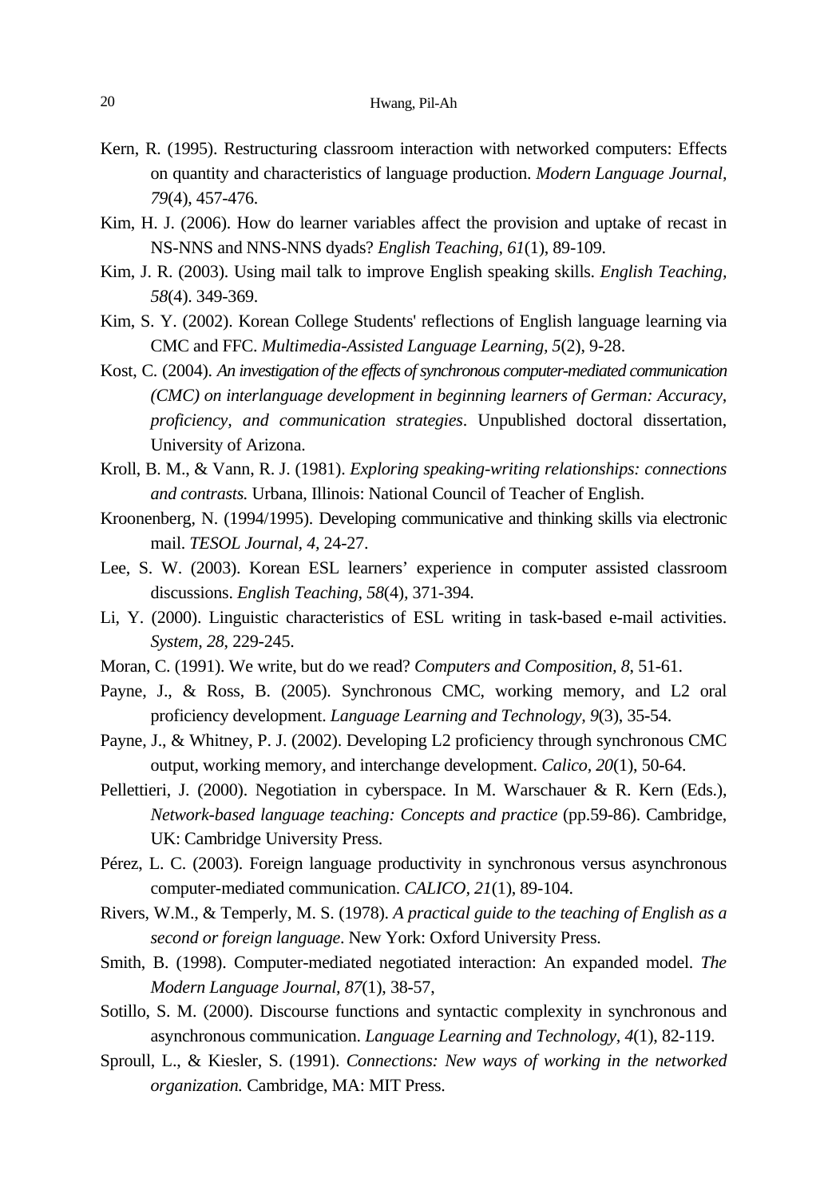Kern, R. (1995). Restructuring classroom interaction with networked computers: Effects on quantity and characteristics of language production. *Modern Language Journal, 79*(4), 457-476.

Kim, H. J. (2006). How do learner variables affect the provision and uptake of recast in NS-NNS and NNS-NNS dyads? *English Teaching, 61*(1), 89-109.

Kim, J. R. (2003). Using mail talk to improve English speaking skills. *English Teaching, 58*(4). 349-369.

Kim, S. Y. (2002). Korean College Students' reflections of English language learning via CMC and FFC. *Multimedia-Assisted Language Learning, 5*(2), 9-28.

Kost, C. (2004). *An investigation of the effects of synchronous computer-mediated communication (CMC) on interlanguage development in beginning learners of German: Accuracy, proficiency, and communication strategies*. Unpublished doctoral dissertation, University of Arizona.

Kroll, B. M., & Vann, R. J. (1981). *Exploring speaking-writing relationships: connections and contrasts.* Urbana, Illinois: National Council of Teacher of English.

Kroonenberg, N. (1994/1995). Developing communicative and thinking skills via electronic mail. *TESOL Journal*, *4,* 24-27.

Lee, S. W. (2003). Korean ESL learners' experience in computer assisted classroom discussions. *English Teaching, 58*(4), 371-394.

Li, Y. (2000). Linguistic characteristics of ESL writing in task-based e-mail activities. *System*, *28*, 229-245.

Moran, C. (1991). We write, but do we read? *Computers and Composition, 8*, 51-61.

Payne, J., & Ross, B. (2005). Synchronous CMC, working memory, and L2 oral proficiency development. *Language Learning and Technology, 9*(3), 35-54.

Payne, J., & Whitney, P. J. (2002). Developing L2 proficiency through synchronous CMC output, working memory, and interchange development. *Calico, 20*(1), 50-64.

Pellettieri, J. (2000). Negotiation in cyberspace. In M. Warschauer & R. Kern (Eds.), *Network-based language teaching: Concepts and practice* (pp.59-86). Cambridge, UK: Cambridge University Press.

Pérez, L. C. (2003). Foreign language productivity in synchronous versus asynchronous computer-mediated communication. *CALICO, 21*(1), 89-104.

Rivers, W.M., & Temperly, M. S. (1978). *A practical guide to the teaching of English as a second or foreign language*. New York: Oxford University Press.

Smith, B. (1998). Computer-mediated negotiated interaction: An expanded model. *The Modern Language Journal, 87*(1), 38-57,

Sotillo, S. M. (2000). Discourse functions and syntactic complexity in synchronous and asynchronous communication. *Language Learning and Technology, 4*(1), 82-119.

Sproull, L., & Kiesler, S. (1991). *Connections: New ways of working in the networked organization.* Cambridge, MA: MIT Press.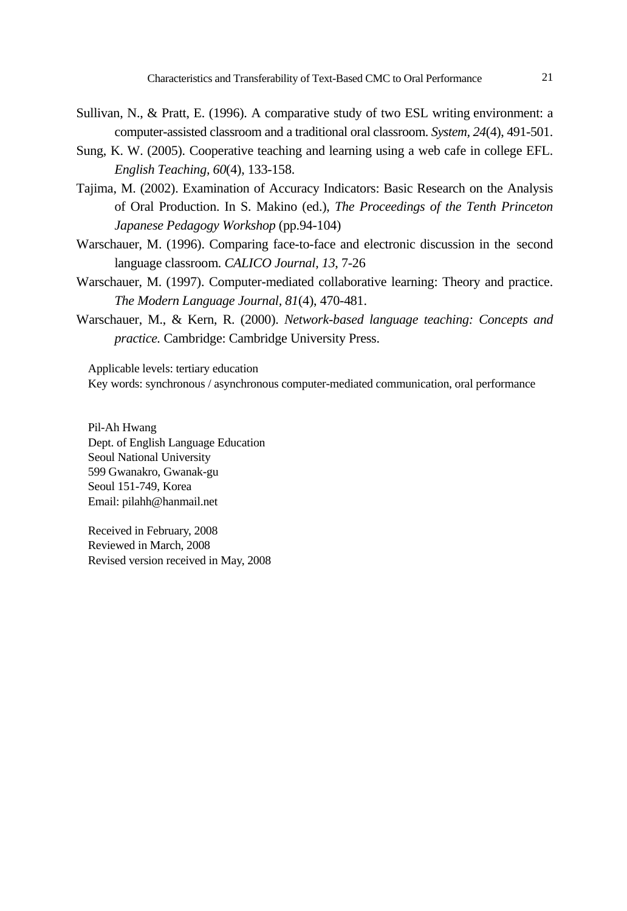Sullivan, N., & Pratt, E. (1996). A comparative study of two ESL writing environment: a computer-assisted classroom and a traditional oral classroom. *System*, *24*(4), 491-501.

Sung, K. W. (2005). Cooperative teaching and learning using a web cafe in college EFL. *English Teaching*, *60*(4), 133-158.

Tajima, M. (2002). Examination of Accuracy Indicators: Basic Research on the Analysis of Oral Production. In S. Makino (ed.), *The Proceedings of the Tenth Princeton Japanese Pedagogy Workshop* (pp.94-104)

Warschauer, M. (1996). Comparing face-to-face and electronic discussion in the second language classroom. *CALICO Journal*, *13*, 7-26

Warschauer, M. (1997). Computer-mediated collaborative learning: Theory and practice. *The Modern Language Journal*, *81*(4), 470-481.

Warschauer, M., & Kern, R. (2000). *Network-based language teaching: Concepts and practice.* Cambridge: Cambridge University Press.

Applicable levels: tertiary education
Key words: synchronous / asynchronous computer-mediated communication, oral performance

Pil-Ah Hwang
Dept. of English Language Education
Seoul National University
599 Gwanakro, Gwanak-gu
Seoul 151-749, Korea
Email: pilahh@hanmail.net

Received in February, 2008
Reviewed in March, 2008
Revised version received in May, 2008